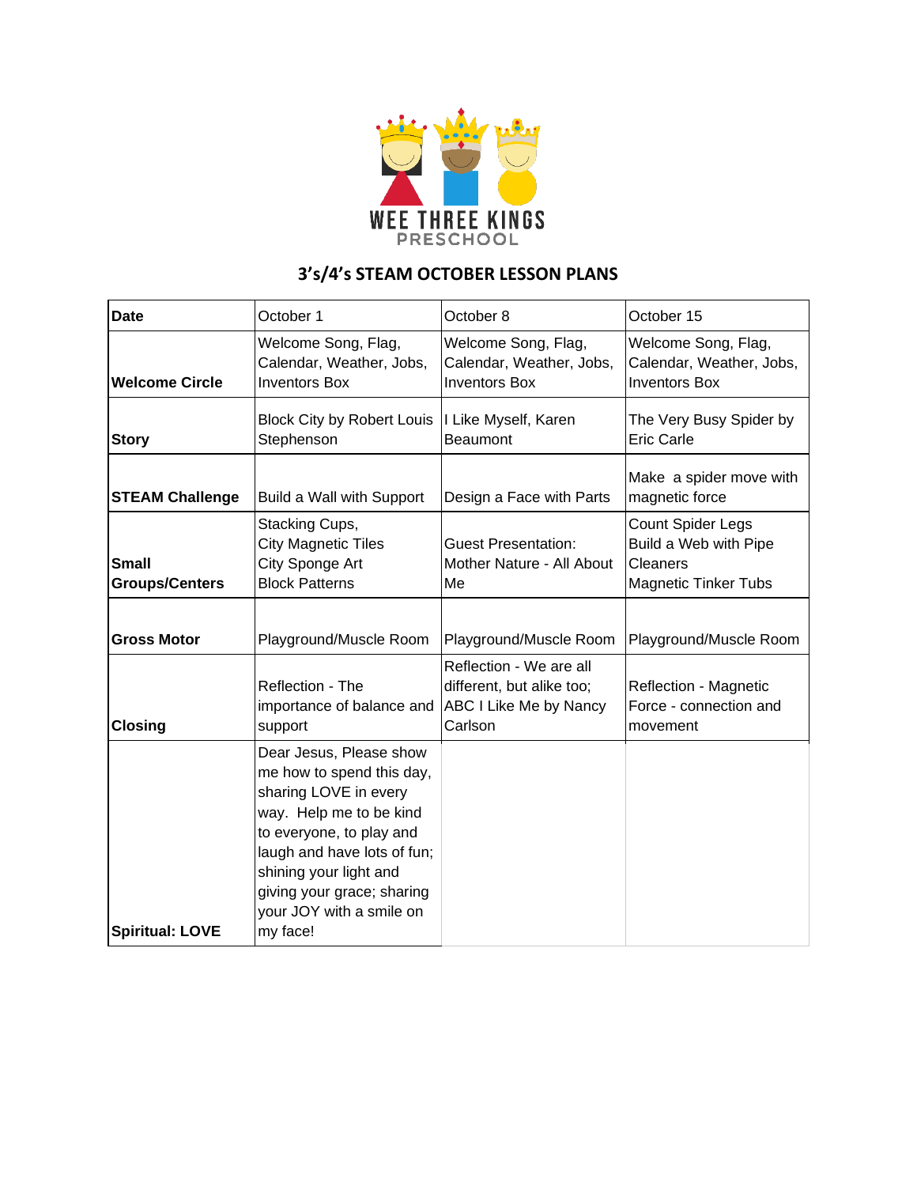WEE THREE KINGS
PRESCHOOL

## 3's/4's STEAM OCTOBER LESSON PLANS

| Date | October 1 | October 8 | October 15 |
| --- | --- | --- | --- |
| **Welcome Circle** | Welcome Song, Flag, Calendar, Weather, Jobs, Inventors Box | Welcome Song, Flag, Calendar, Weather, Jobs, Inventors Box | Welcome Song, Flag, Calendar, Weather, Jobs, Inventors Box |
| **Story** | Block City by Robert Louis Stephenson | I Like Myself, Karen Beaumont | The Very Busy Spider by Eric Carle |
| **STEAM Challenge** | Build a Wall with Support | Design a Face with Parts | Make a spider move with magnetic force |
| **Small Groups/Centers** | Stacking Cups, City Magnetic Tiles, City Sponge Art, Block Patterns | Guest Presentation: Mother Nature - All About Me | Count Spider Legs, Build a Web with Pipe Cleaners, Magnetic Tinker Tubs |
| **Gross Motor** | Playground/Muscle Room | Playground/Muscle Room | Playground/Muscle Room |
| **Closing** | Reflection - The importance of balance and support | Reflection - We are all different, but alike too; ABC I Like Me by Nancy Carlson | Reflection - Magnetic Force - connection and movement |
| **Spiritual: LOVE** | Dear Jesus, Please show me how to spend this day, sharing LOVE in every way. Help me to be kind to everyone, to play and laugh and have lots of fun; shining your light and giving your grace; sharing your JOY with a smile on my face! | | |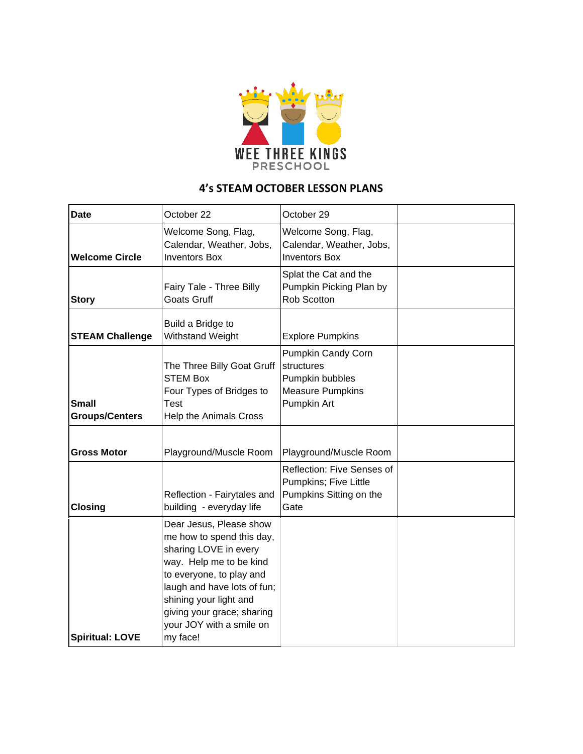WEE THREE KINGS PRESCHOOL

## 4's STEAM OCTOBER LESSON PLANS

| **Date** | October 22 | October 29 | |
|---|---|---|---|
| **Welcome Circle** | Welcome Song, Flag, Calendar, Weather, Jobs, Inventors Box | Welcome Song, Flag, Calendar, Weather, Jobs, Inventors Box | |
| **Story** | Fairy Tale - Three Billy Goats Gruff | Splat the Cat and the Pumpkin Picking Plan by Rob Scotton | |
| **STEAM Challenge** | Build a Bridge to Withstand Weight | Explore Pumpkins | |
| **Small Groups/Centers** | The Three Billy Goat Gruff STEM Box<br>Four Types of Bridges to Test<br>Help the Animals Cross | Pumpkin Candy Corn structures<br>Pumpkin bubbles<br>Measure Pumpkins<br>Pumpkin Art | |
| **Gross Motor** | Playground/Muscle Room | Playground/Muscle Room | |
| **Closing** | Reflection - Fairytales and building - everyday life | Reflection: Five Senses of Pumpkins; Five Little Pumpkins Sitting on the Gate | |
| **Spiritual: LOVE** | Dear Jesus, Please show me how to spend this day, sharing LOVE in every way. Help me to be kind to everyone, to play and laugh and have lots of fun; shining your light and giving your grace; sharing your JOY with a smile on my face! | | |